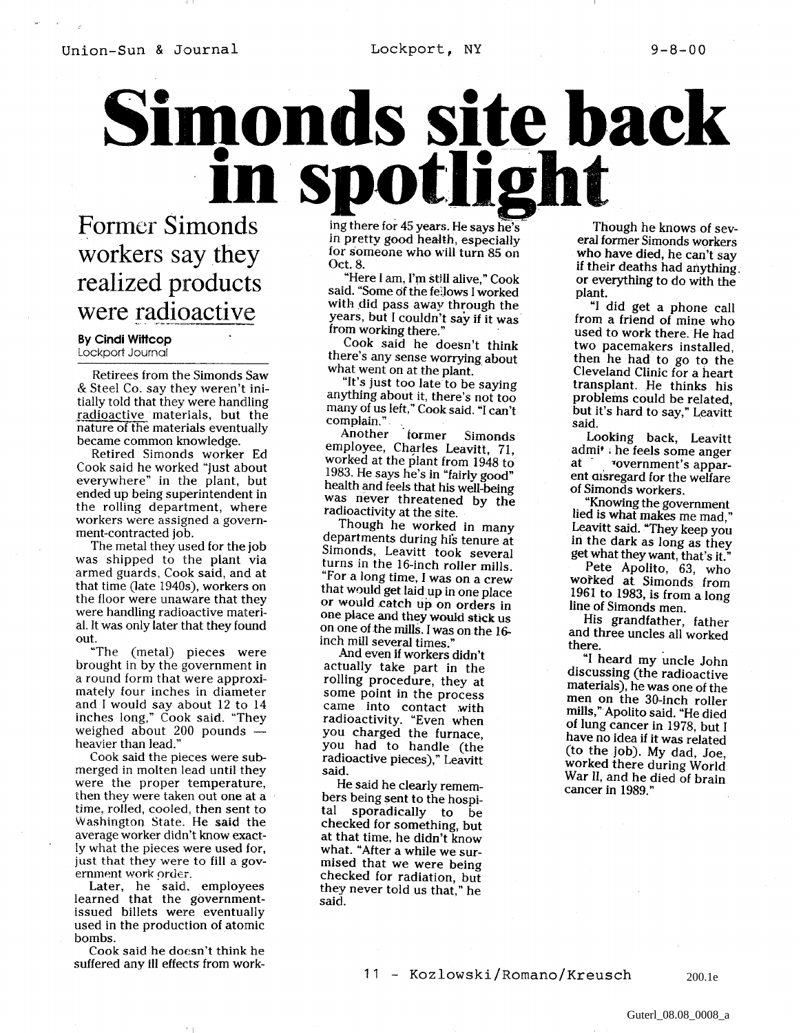# Simonds site back in spotlight

## Former Simonds workers say they realized products were radioactive

**By Cindi Wittcop**
Lockport Journal

Retirees from the Simonds Saw & Steel Co. say they weren't initially told that they were handling radioactive materials, but the nature of the materials eventually became common knowledge.

Retired Simonds worker Ed Cook said he worked "just about everywhere" in the plant, but ended up being superintendent in the rolling department, where workers were assigned a government-contracted job.

The metal they used for the job was shipped to the plant via armed guards, Cook said, and at that time (late 1940s), workers on the floor were unaware that they were handling radioactive material. It was only later that they found out.

"The (metal) pieces were brought in by the government in a round form that were approximately four inches in diameter and I would say about 12 to 14 inches long," Cook said. "They weighed about 200 pounds — heavier than lead."

Cook said the pieces were submerged in molten lead until they were the proper temperature, then they were taken out one at a time, rolled, cooled, then sent to Washington State. He said the average worker didn't know exactly what the pieces were used for, just that they were to fill a government work order.

Later, he said, employees learned that the government-issued billets were eventually used in the production of atomic bombs.

Cook said he doesn't think he suffered any ill effects from working there for 45 years. He says he's in pretty good health, especially for someone who will turn 85 on Oct. 8.

"Here I am, I'm still alive," Cook said. "Some of the fellows I worked with did pass away through the years, but I couldn't say if it was from working there."

Cook said he doesn't think there's any sense worrying about what went on at the plant.

"It's just too late to be saying anything about it, there's not too many of us left," Cook said. "I can't complain."

Another former Simonds employee, Charles Leavitt, 71, worked at the plant from 1948 to 1983. He says he's in "fairly good" health and feels that his well-being was never threatened by the radioactivity at the site.

Though he worked in many departments during his tenure at Simonds, Leavitt took several turns in the 16-inch roller mills. "For a long time, I was on a crew that would get laid up in one place or would catch up on orders in one place and they would stick us on one of the mills. I was on the 16-inch mill several times."

And even if workers didn't actually take part in the rolling procedure, they at some point in the process came into contact with radioactivity. "Even when you charged the furnace, you had to handle (the radioactive pieces)," Leavitt said.

He said he clearly remembers being sent to the hospital sporadically to be checked for something, but at that time, he didn't know what. "After a while we surmised that we were being checked for radiation, but they never told us that," he said.

Though he knows of several former Simonds workers who have died, he can't say if their deaths had anything or everything to do with the plant.

"I did get a phone call from a friend of mine who used to work there. He had two pacemakers installed, then he had to go to the Cleveland Clinic for a heart transplant. He thinks his problems could be related, but it's hard to say," Leavitt said.

Looking back, Leavitt admits he feels some anger at the government's apparent disregard for the welfare of Simonds workers.

"Knowing the government lied is what makes me mad," Leavitt said. "They keep you in the dark as long as they get what they want, that's it."

Pete Apolito, 63, who worked at Simonds from 1961 to 1983, is from a long line of Simonds men.

His grandfather, father and three uncles all worked there.

"I heard my uncle John discussing (the radioactive materials), he was one of the men on the 30-inch roller mills," Apolito said. "He died of lung cancer in 1978, but I have no idea if it was related (to the job). My dad, Joe, worked there during World War II, and he died of brain cancer in 1989."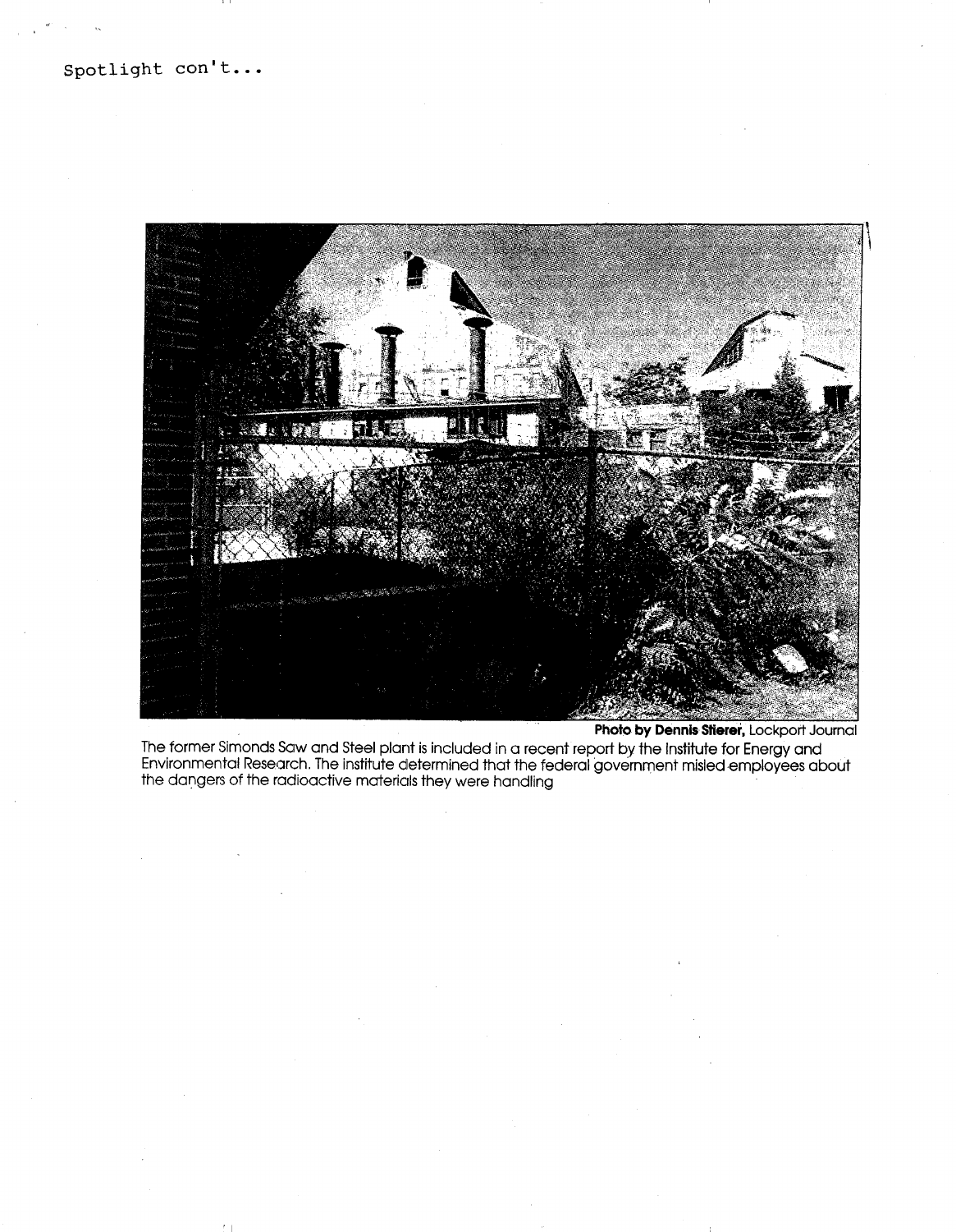Spotlight con't...

**Photo by Dennis Stierer,** Lockport Journal

The former Simonds Saw and Steel plant is included in a recent report by the Institute for Energy and Environmental Research. The institute determined that the federal government misled employees about the dangers of the radioactive materials they were handling